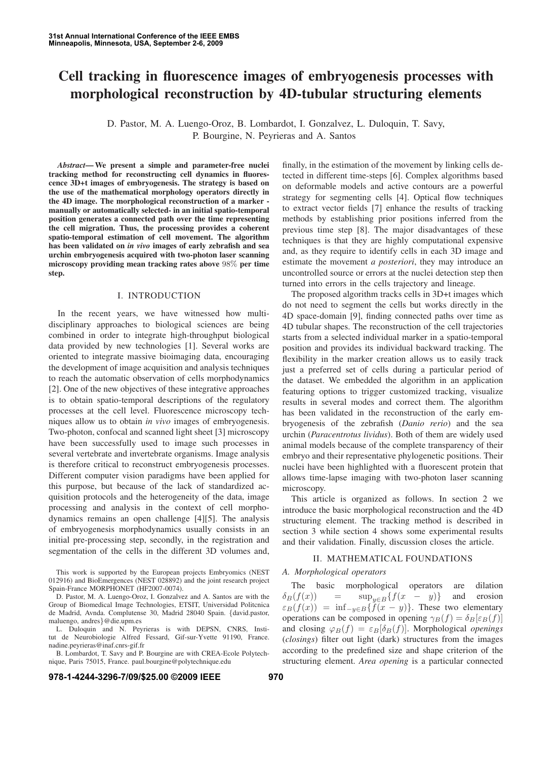# Cell tracking in fluorescence images of embryogenesis processes with morphological reconstruction by 4D-tubular structuring elements

D. Pastor, M. A. Luengo-Oroz, B. Lombardot, I. Gonzalvez, L. Duloquin, T. Savy, P. Bourgine, N. Peyrieras and A. Santos

***Abstract*— We present a simple and parameter-free nuclei tracking method for reconstructing cell dynamics in fluorescence 3D+t images of embryogenesis. The strategy is based on the use of the mathematical morphology operators directly in the 4D image. The morphological reconstruction of a marker - manually or automatically selected- in an initial spatio-temporal position generates a connected path over the time representing the cell migration. Thus, the processing provides a coherent spatio-temporal estimation of cell movement. The algorithm has been validated on *in vivo* images of early zebrafish and sea urchin embryogenesis acquired with two-photon laser scanning microscopy providing mean tracking rates above $98\%$ per time step.**

## I. INTRODUCTION

In the recent years, we have witnessed how multi-disciplinary approaches to biological sciences are being combined in order to integrate high-throughput biological data provided by new technologies [1]. Several works are oriented to integrate massive bioimaging data, encouraging the development of image acquisition and analysis techniques to reach the automatic observation of cells morphodynamics [2]. One of the new objectives of these integrative approaches is to obtain spatio-temporal descriptions of the regulatory processes at the cell level. Fluorescence microscopy techniques allow us to obtain *in vivo* images of embryogenesis. Two-photon, confocal and scanned light sheet [3] microscopy have been successfully used to image such processes in several vertebrate and invertebrate organisms. Image analysis is therefore critical to reconstruct embryogenesis processes. Different computer vision paradigms have been applied for this purpose, but because of the lack of standardized acquisition protocols and the heterogeneity of the data, image processing and analysis in the context of cell morphodynamics remains an open challenge [4][5]. The analysis of embryogenesis morphodynamics usually consists in an initial pre-processing step, secondly, in the registration and segmentation of the cells in the different 3D volumes and, finally, in the estimation of the movement by linking cells detected in different time-steps [6]. Complex algorithms based on deformable models and active contours are a powerful strategy for segmenting cells [4]. Optical flow techniques to extract vector fields [7] enhance the results of tracking methods by establishing prior positions inferred from the previous time step [8]. The major disadvantages of these techniques is that they are highly computational expensive and, as they require to identify cells in each 3D image and estimate the movement *a posteriori*, they may introduce an uncontrolled source or errors at the nuclei detection step then turned into errors in the cells trajectory and lineage.

The proposed algorithm tracks cells in 3D+t images which do not need to segment the cells but works directly in the 4D space-domain [9], finding connected paths over time as 4D tubular shapes. The reconstruction of the cell trajectories starts from a selected individual marker in a spatio-temporal position and provides its individual backward tracking. The flexibility in the marker creation allows us to easily track just a preferred set of cells during a particular period of the dataset. We embedded the algorithm in an application featuring options to trigger customized tracking, visualize results in several modes and correct them. The algorithm has been validated in the reconstruction of the early embryogenesis of the zebrafish (*Danio rerio*) and the sea urchin (*Paracentrotus lividus*). Both of them are widely used animal models because of the complete transparency of their embryo and their representative phylogenetic positions. Their nuclei have been highlighted with a fluorescent protein that allows time-lapse imaging with two-photon laser scanning microscopy.

This article is organized as follows. In section 2 we introduce the basic morphological reconstruction and the 4D structuring element. The tracking method is described in section 3 while section 4 shows some experimental results and their validation. Finally, discussion closes the article.

## II. MATHEMATICAL FOUNDATIONS

### A. Morphological operators

The basic morphological operators are dilation $\delta_B(f(x)) = \sup_{y \in B}\{f(x-y)\}$ and erosion $\varepsilon_B(f(x)) = \inf_{-y \in B}\{f(x-y)\}$. These two elementary operations can be composed in opening $\gamma_B(f) = \delta_B[\varepsilon_B(f)]$ and closing $\varphi_B(f) = \varepsilon_B[\delta_B(f)]$. Morphological *openings* (*closings*) filter out light (dark) structures from the images according to the predefined size and shape criterion of the structuring element. *Area opening* is a particular connected

This work is supported by the European projects Embryomics (NEST 012916) and BioEmergences (NEST 028892) and the joint research project Spain-France MORPHONET (HF2007-0074).

D. Pastor, M. A. Luengo-Oroz, I. Gonzalvez and A. Santos are with the Group of Biomedical Image Technologies, ETSIT, Universidad Politcnica de Madrid, Avnda. Complutense 30, Madrid 28040 Spain. {david.pastor, maluengo, andres}@die.upm.es

L. Duloquin and N. Peyrieras is with DEPSN, CNRS, Institut de Neurobiologie Alfred Fessard, Gif-sur-Yvette 91190, France. nadine.peyrieras@inaf.cnrs-gif.fr

B. Lombardot, T. Savy and P. Bourgine are with CREA-Ecole Polytechnique, Paris 75015, France. paul.bourgine@polytechnique.edu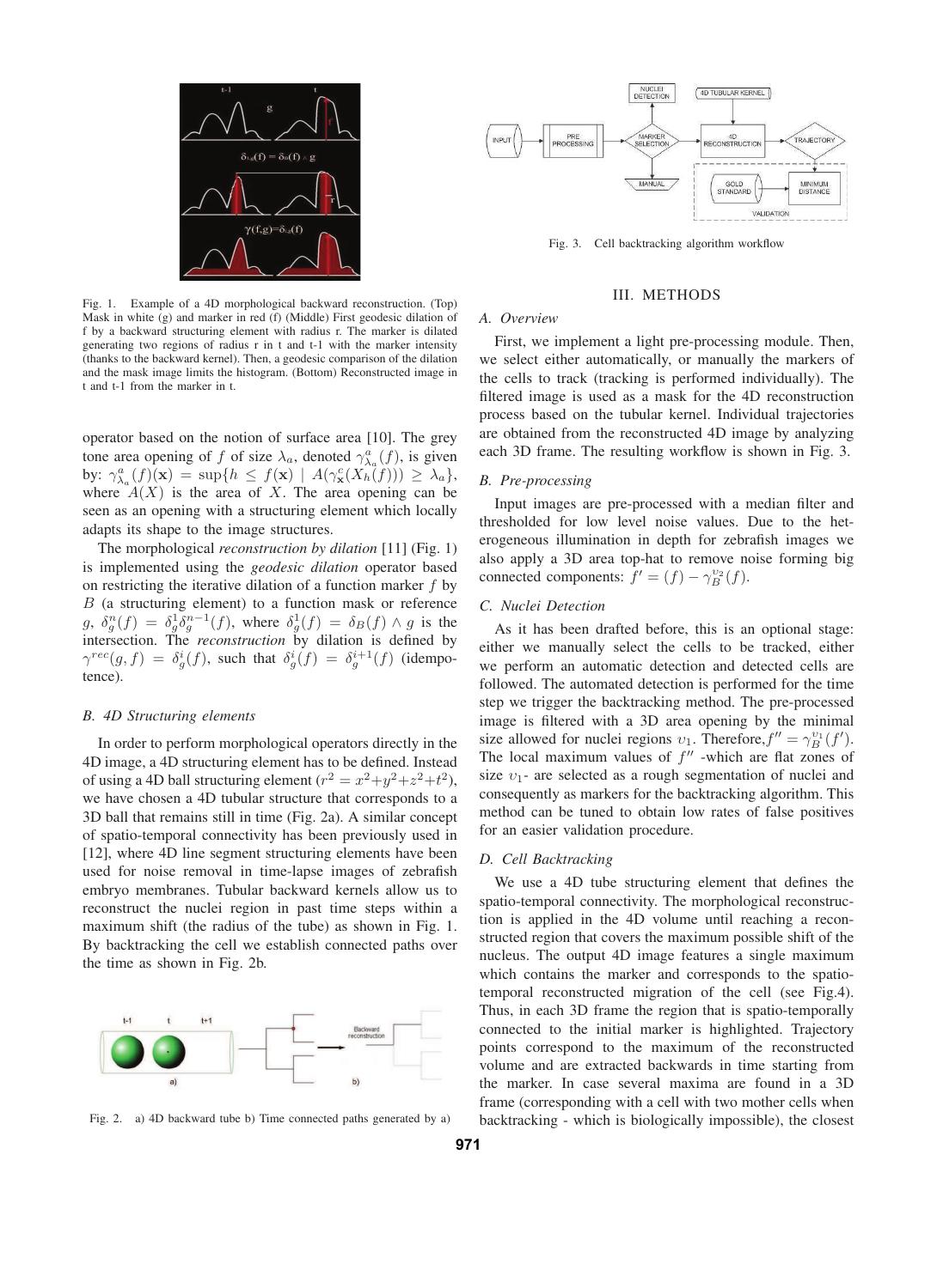Fig. 1. Example of a 4D morphological backward reconstruction. (Top) Mask in white (g) and marker in red (f) (Middle) First geodesic dilation of f by a backward structuring element with radius r. The marker is dilated generating two regions of radius r in t and t-1 with the marker intensity (thanks to the backward kernel). Then, a geodesic comparison of the dilation and the mask image limits the histogram. (Bottom) Reconstructed image in t and t-1 from the marker in t.

operator based on the notion of surface area [10]. The grey tone area opening of $f$ of size $\lambda_a$, denoted $\gamma^a_{\lambda_a}(f)$, is given by: $\gamma^a_{\lambda_a}(f)(\mathbf{x}) = \sup\{h \leq f(\mathbf{x}) \mid A(\gamma^c_{\mathbf{x}}(X_h(f))) \geq \lambda_a\}$, where $A(X)$ is the area of $X$. The area opening can be seen as an opening with a structuring element which locally adapts its shape to the image structures.

The morphological *reconstruction by dilation* [11] (Fig. 1) is implemented using the *geodesic dilation* operator based on restricting the iterative dilation of a function marker $f$ by $B$ (a structuring element) to a function mask or reference $g$, $\delta^n_g(f) = \delta^1_g \delta^{n-1}_g(f)$, where $\delta^1_g(f) = \delta_B(f) \wedge g$ is the intersection. The *reconstruction* by dilation is defined by $\gamma^{rec}(g, f) = \delta^i_g(f)$, such that $\delta^i_g(f) = \delta^{i+1}_g(f)$ (idempotence).

### B. 4D Structuring elements

In order to perform morphological operators directly in the 4D image, a 4D structuring element has to be defined. Instead of using a 4D ball structuring element ($r^2 = x^2+y^2+z^2+t^2$), we have chosen a 4D tubular structure that corresponds to a 3D ball that remains still in time (Fig. 2a). A similar concept of spatio-temporal connectivity has been previously used in [12], where 4D line segment structuring elements have been used for noise removal in time-lapse images of zebrafish embryo membranes. Tubular backward kernels allow us to reconstruct the nuclei region in past time steps within a maximum shift (the radius of the tube) as shown in Fig. 1. By backtracking the cell we establish connected paths over the time as shown in Fig. 2b.

Fig. 2. a) 4D backward tube b) Time connected paths generated by a)

Fig. 3. Cell backtracking algorithm workflow

## III. METHODS

### A. Overview

First, we implement a light pre-processing module. Then, we select either automatically, or manually the markers of the cells to track (tracking is performed individually). The filtered image is used as a mask for the 4D reconstruction process based on the tubular kernel. Individual trajectories are obtained from the reconstructed 4D image by analyzing each 3D frame. The resulting workflow is shown in Fig. 3.

### B. Pre-processing

Input images are pre-processed with a median filter and thresholded for low level noise values. Due to the heterogeneous illumination in depth for zebrafish images we also apply a 3D area top-hat to remove noise forming big connected components: $f' = (f) - \gamma^{\upsilon_2}_B(f)$.

### C. Nuclei Detection

As it has been drafted before, this is an optional stage: either we manually select the cells to be tracked, either we perform an automatic detection and detected cells are followed. The automated detection is performed for the time step we trigger the backtracking method. The pre-processed image is filtered with a 3D area opening by the minimal size allowed for nuclei regions $\upsilon_1$. Therefore, $f'' = \gamma^{\upsilon_1}_B(f')$. The local maximum values of $f''$ -which are flat zones of size $\upsilon_1$- are selected as a rough segmentation of nuclei and consequently as markers for the backtracking algorithm. This method can be tuned to obtain low rates of false positives for an easier validation procedure.

### D. Cell Backtracking

We use a 4D tube structuring element that defines the spatio-temporal connectivity. The morphological reconstruction is applied in the 4D volume until reaching a reconstructed region that covers the maximum possible shift of the nucleus. The output 4D image features a single maximum which contains the marker and corresponds to the spatio-temporal reconstructed migration of the cell (see Fig.4). Thus, in each 3D frame the region that is spatio-temporally connected to the initial marker is highlighted. Trajectory points correspond to the maximum of the reconstructed volume and are extracted backwards in time starting from the marker. In case several maxima are found in a 3D frame (corresponding with a cell with two mother cells when backtracking - which is biologically impossible), the closest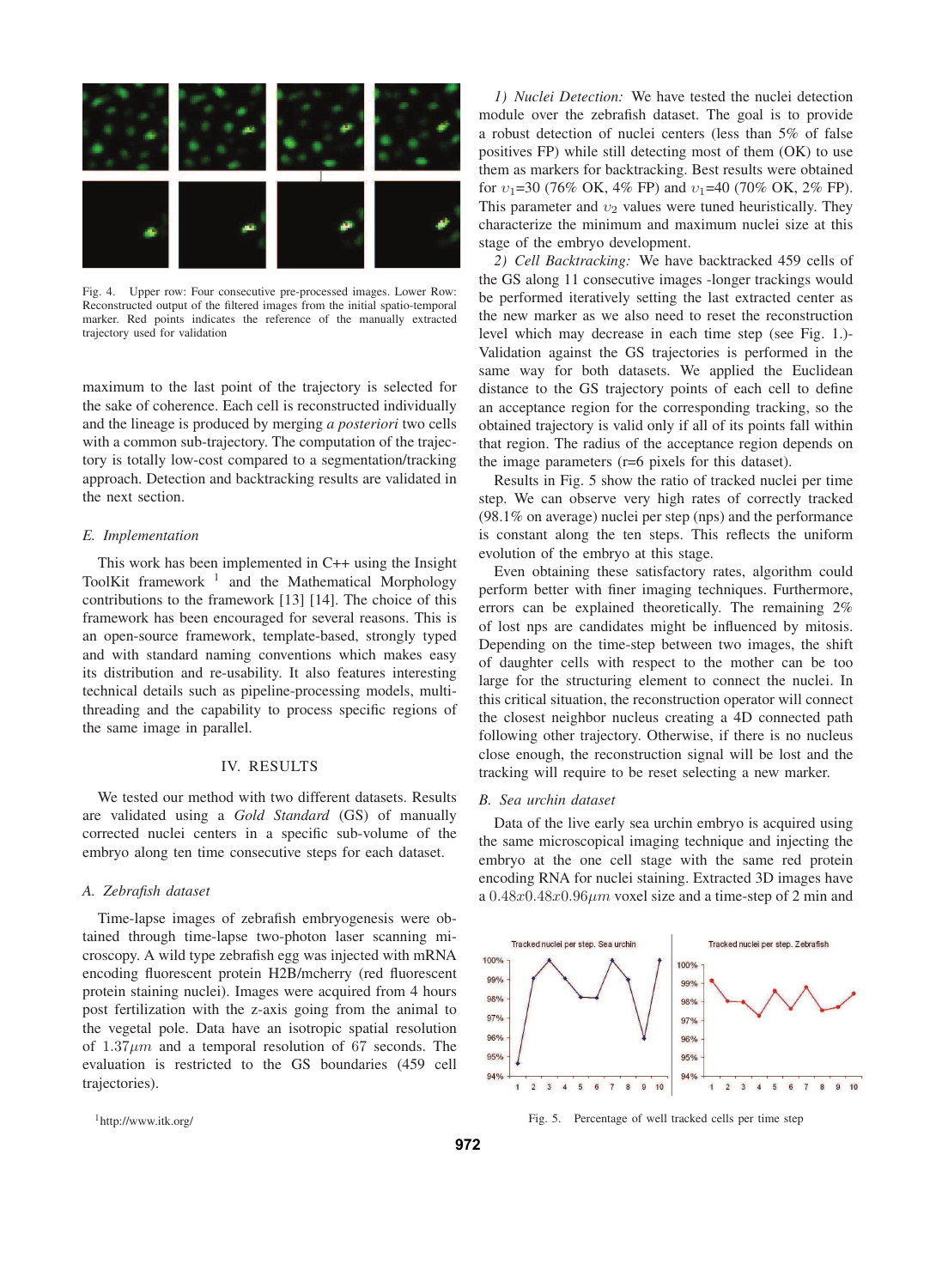Fig. 4. Upper row: Four consecutive pre-processed images. Lower Row: Reconstructed output of the filtered images from the initial spatio-temporal marker. Red points indicates the reference of the manually extracted trajectory used for validation

maximum to the last point of the trajectory is selected for the sake of coherence. Each cell is reconstructed individually and the lineage is produced by merging *a posteriori* two cells with a common sub-trajectory. The computation of the trajectory is totally low-cost compared to a segmentation/tracking approach. Detection and backtracking results are validated in the next section.

### *E. Implementation*

This work has been implemented in C++ using the Insight ToolKit framework [1] and the Mathematical Morphology contributions to the framework [13] [14]. The choice of this framework has been encouraged for several reasons. This is an open-source framework, template-based, strongly typed and with standard naming conventions which makes easy its distribution and re-usability. It also features interesting technical details such as pipeline-processing models, multi-threading and the capability to process specific regions of the same image in parallel.

## IV. RESULTS

We tested our method with two different datasets. Results are validated using a *Gold Standard* (GS) of manually corrected nuclei centers in a specific sub-volume of the embryo along ten time consecutive steps for each dataset.

### *A. Zebrafish dataset*

Time-lapse images of zebrafish embryogenesis were obtained through time-lapse two-photon laser scanning microscopy. A wild type zebrafish egg was injected with mRNA encoding fluorescent protein H2B/mcherry (red fluorescent protein staining nuclei). Images were acquired from 4 hours post fertilization with the z-axis going from the animal to the vegetal pole. Data have an isotropic spatial resolution of $1.37\mu m$ and a temporal resolution of 67 seconds. The evaluation is restricted to the GS boundaries (459 cell trajectories).

*1) Nuclei Detection:* We have tested the nuclei detection module over the zebrafish dataset. The goal is to provide a robust detection of nuclei centers (less than 5% of false positives FP) while still detecting most of them (OK) to use them as markers for backtracking. Best results were obtained for $\upsilon_1$=30 (76% OK, 4% FP) and $\upsilon_1$=40 (70% OK, 2% FP). This parameter and $\upsilon_2$ values were tuned heuristically. They characterize the minimum and maximum nuclei size at this stage of the embryo development.

*2) Cell Backtracking:* We have backtracked 459 cells of the GS along 11 consecutive images -longer trackings would be performed iteratively setting the last extracted center as the new marker as we also need to reset the reconstruction level which may decrease in each time step (see Fig. 1.)- Validation against the GS trajectories is performed in the same way for both datasets. We applied the Euclidean distance to the GS trajectory points of each cell to define an acceptance region for the corresponding tracking, so the obtained trajectory is valid only if all of its points fall within that region. The radius of the acceptance region depends on the image parameters (r=6 pixels for this dataset).

Results in Fig. 5 show the ratio of tracked nuclei per time step. We can observe very high rates of correctly tracked (98.1% on average) nuclei per step (nps) and the performance is constant along the ten steps. This reflects the uniform evolution of the embryo at this stage.

Even obtaining these satisfactory rates, algorithm could perform better with finer imaging techniques. Furthermore, errors can be explained theoretically. The remaining 2% of lost nps are candidates might be influenced by mitosis. Depending on the time-step between two images, the shift of daughter cells with respect to the mother can be too large for the structuring element to connect the nuclei. In this critical situation, the reconstruction operator will connect the closest neighbor nucleus creating a 4D connected path following other trajectory. Otherwise, if there is no nucleus close enough, the reconstruction signal will be lost and the tracking will require to be reset selecting a new marker.

### *B. Sea urchin dataset*

Data of the live early sea urchin embryo is acquired using the same microscopical imaging technique and injecting the embryo at the one cell stage with the same red protein encoding RNA for nuclei staining. Extracted 3D images have a $0.48x0.48x0.96\mu m$ voxel size and a time-step of 2 min and

Fig. 5. Percentage of well tracked cells per time step

[1]http://www.itk.org/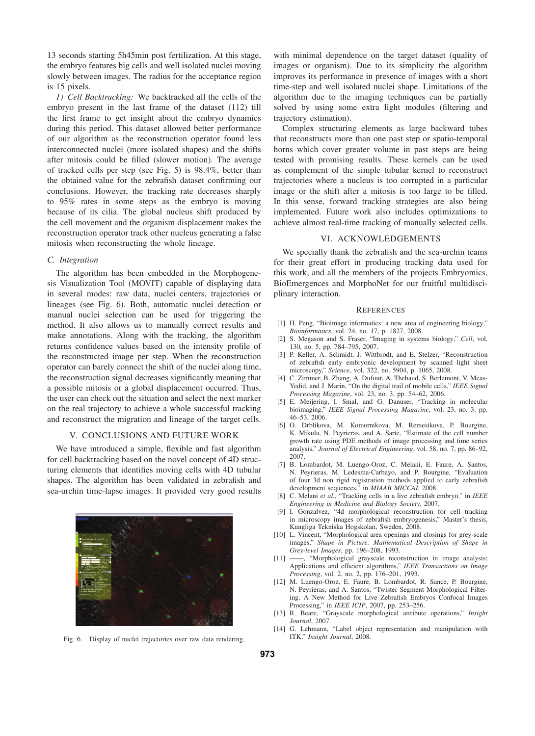13 seconds starting 5h45min post fertilization. At this stage, the embryo features big cells and well isolated nuclei moving slowly between images. The radius for the acceptance region is 15 pixels.

*1) Cell Backtracking:* We backtracked all the cells of the embryo present in the last frame of the dataset (112) till the first frame to get insight about the embryo dynamics during this period. This dataset allowed better performance of our algorithm as the reconstruction operator found less interconnected nuclei (more isolated shapes) and the shifts after mitosis could be filled (slower motion). The average of tracked cells per step (see Fig. 5) is 98.4%, better than the obtained value for the zebrafish dataset confirming our conclusions. However, the tracking rate decreases sharply to 95% rates in some steps as the embryo is moving because of its cilia. The global nucleus shift produced by the cell movement and the organism displacement makes the reconstruction operator track other nucleus generating a false mitosis when reconstructing the whole lineage.

### C. Integration

The algorithm has been embedded in the Morphogenesis Visualization Tool (MOVIT) capable of displaying data in several modes: raw data, nuclei centers, trajectories or lineages (see Fig. 6). Both, automatic nuclei detection or manual nuclei selection can be used for triggering the method. It also allows us to manually correct results and make annotations. Along with the tracking, the algorithm returns confidence values based on the intensity profile of the reconstructed image per step. When the reconstruction operator can barely connect the shift of the nuclei along time, the reconstruction signal decreases significantly meaning that a possible mitosis or a global displacement occurred. Thus, the user can check out the situation and select the next marker on the real trajectory to achieve a whole successful tracking and reconstruct the migration and lineage of the target cells.

## V. Conclusions and Future Work

We have introduced a simple, flexible and fast algorithm for cell backtracking based on the novel concept of 4D structuring elements that identifies moving cells with 4D tubular shapes. The algorithm has been validated in zebrafish and sea-urchin time-lapse images. It provided very good results with minimal dependence on the target dataset (quality of images or organism). Due to its simplicity the algorithm improves its performance in presence of images with a short time-step and well isolated nuclei shape. Limitations of the algorithm due to the imaging techniques can be partially solved by using some extra light modules (filtering and trajectory estimation).

Complex structuring elements as large backward tubes that reconstructs more than one past step or spatio-temporal horns which cover greater volume in past steps are being tested with promising results. These kernels can be used as complement of the simple tubular kernel to reconstruct trajectories where a nucleus is too corrupted in a particular image or the shift after a mitosis is too large to be filled. In this sense, forward tracking strategies are also being implemented. Future work also includes optimizations to achieve almost real-time tracking of manually selected cells.

Fig. 6. Display of nuclei trajectories over raw data rendering.

## VI. Acknowledgements

We specially thank the zebrafish and the sea-urchin teams for their great effort in producing tracking data used for this work, and all the members of the projects Embryomics, BioEmergences and MorphoNet for our fruitful multidisciplinary interaction.

## References

[1] H. Peng, "Bioimage informatics: a new area of engineering biology," *Bioinformatics*, vol. 24, no. 17, p. 1827, 2008.

[2] S. Megason and S. Fraser, "Imaging in systems biology," *Cell*, vol. 130, no. 5, pp. 784–795, 2007.

[3] P. Keller, A. Schmidt, J. Wittbrodt, and E. Stelzer, "Reconstruction of zebrafish early embryonic development by scanned light sheet microscopy," *Science*, vol. 322, no. 5904, p. 1065, 2008.

[4] C. Zimmer, B. Zhang, A. Dufour, A. Thebaud, S. Berlemont, V. Meas-Yedid, and J. Marin, "On the digital trail of mobile cells," *IEEE Signal Processing Magazine*, vol. 23, no. 3, pp. 54–62, 2006.

[5] E. Meijering, I. Smal, and G. Danuser, "Tracking in molecular bioimaging," *IEEE Signal Processing Magazine*, vol. 23, no. 3, pp. 46–53, 2006.

[6] O. Drblikova, M. Komornikova, M. Remesikova, P. Bourgine, K. Mikula, N. Peyrieras, and A. Sarte, "Estimate of the cell number growth rate using PDE methods of image processing and time series analysis," *Journal of Electrical Engineering*, vol. 58, no. 7, pp. 86–92, 2007.

[7] B. Lombardot, M. Luengo-Oroz, C. Melani, E. Faure, A. Santos, N. Peyrieras, M. Ledesma-Carbayo, and P. Bourgine, "Evaluation of four 3d non rigid registration methods applied to early zebrafish development sequences," in *MIAAB MICCAI*, 2008.

[8] C. Melani *et al.*, "Tracking cells in a live zebrafish embryo," in *IEEE Engineering in Medicine and Biology Society*, 2007.

[9] I. Gonzalvez, "4d morphological reconstruction for cell tracking in microscopy images of zebrafish embryogenesis," Master's thesis, Kungliga Tekniska Hogskolan, Sweden, 2008.

[10] L. Vincent, "Morphological area openings and closings for grey-scale images," *Shape in Picture: Mathematical Description of Shape in Grey-level Images*, pp. 196–208, 1993.

[11] ——, "Morphological grayscale reconstruction in image analysis: Applications and efficient algorithms," *IEEE Transactions on Image Processing*, vol. 2, no. 2, pp. 176–201, 1993.

[12] M. Luengo-Oroz, E. Faure, B. Lombardot, R. Sance, P. Bourgine, N. Peyrieras, and A. Santos, "Twister Segment Morphological Filtering. A New Method for Live Zebrafish Embryos Confocal Images Processing," in *IEEE ICIP*, 2007, pp. 253–256.

[13] R. Beare, "Grayscale morphological attribute operations," *Insight Journal*, 2007.

[14] G. Lehmann, "Label object representation and manipulation with ITK," *Insight Journal*, 2008.